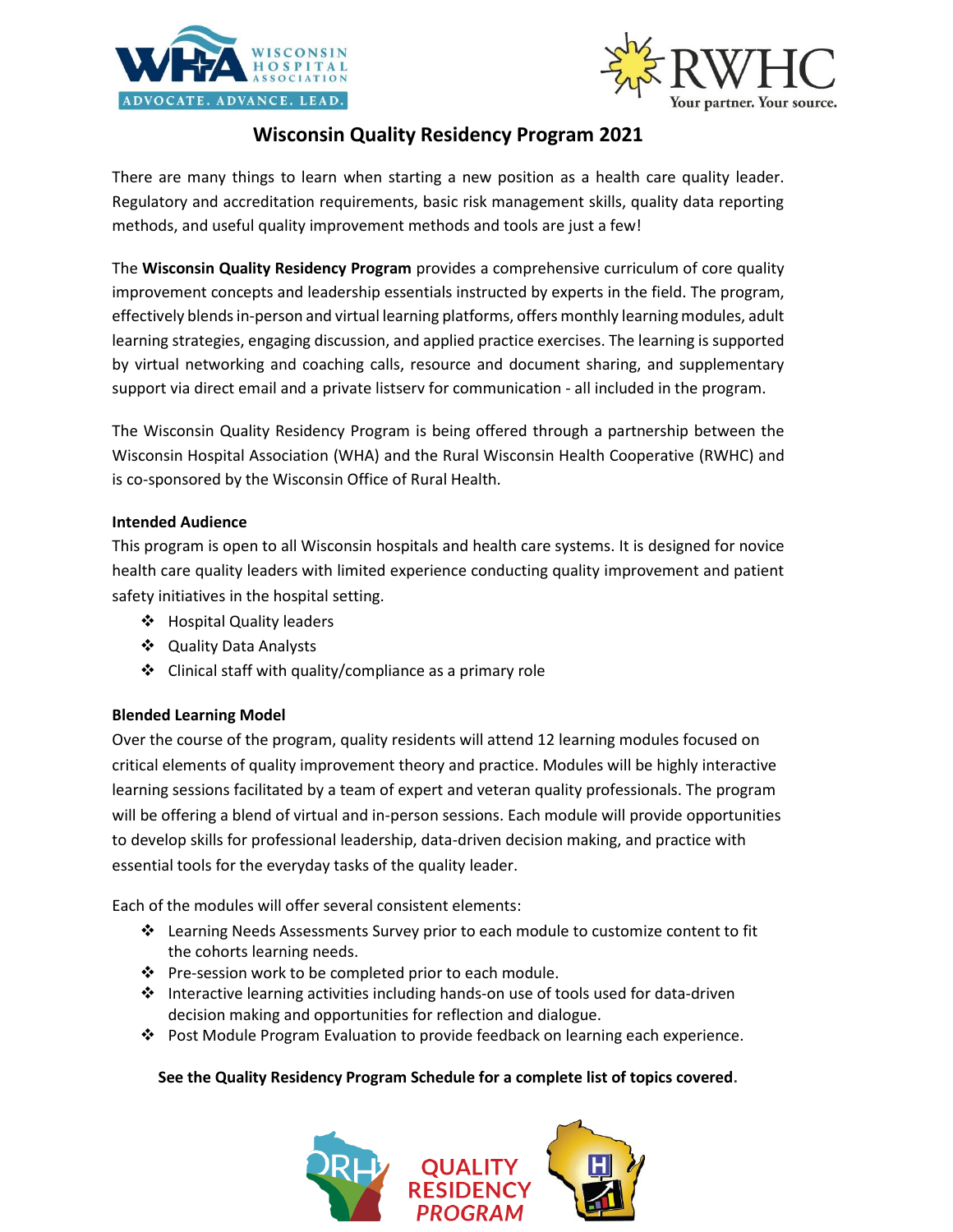# Wisconsin Quality Residency Program 2021

There are many things to learn when starting a new position as a health care quality leader. Regulatory and accreditation requirements, basic risk management skills, quality data reporting methods, and useful quality improvement methods and tools are just a few!

The **Wisconsin Quality Residency Program** provides a comprehensive curriculum of core quality improvement concepts and leadership essentials instructed by experts in the field. The program, effectively blends in-person and virtual learning platforms, offers monthly learning modules, adult learning strategies, engaging discussion, and applied practice exercises. The learning is supported by virtual networking and coaching calls, resource and document sharing, and supplementary support via direct email and a private listserv for communication - all included in the program.

The Wisconsin Quality Residency Program is being offered through a partnership between the Wisconsin Hospital Association (WHA) and the Rural Wisconsin Health Cooperative (RWHC) and is co-sponsored by the Wisconsin Office of Rural Health.

### Intended Audience

This program is open to all Wisconsin hospitals and health care systems. It is designed for novice health care quality leaders with limited experience conducting quality improvement and patient safety initiatives in the hospital setting.

- Hospital Quality leaders
- Quality Data Analysts
- Clinical staff with quality/compliance as a primary role

### Blended Learning Model

Over the course of the program, quality residents will attend 12 learning modules focused on critical elements of quality improvement theory and practice. Modules will be highly interactive learning sessions facilitated by a team of expert and veteran quality professionals. The program will be offering a blend of virtual and in-person sessions. Each module will provide opportunities to develop skills for professional leadership, data-driven decision making, and practice with essential tools for the everyday tasks of the quality leader.

Each of the modules will offer several consistent elements:

- Learning Needs Assessments Survey prior to each module to customize content to fit the cohorts learning needs.
- Pre-session work to be completed prior to each module.
- Interactive learning activities including hands-on use of tools used for data-driven decision making and opportunities for reflection and dialogue.
- Post Module Program Evaluation to provide feedback on learning each experience.

**See the Quality Residency Program Schedule for a complete list of topics covered.**

QUALITY RESIDENCY PROGRAM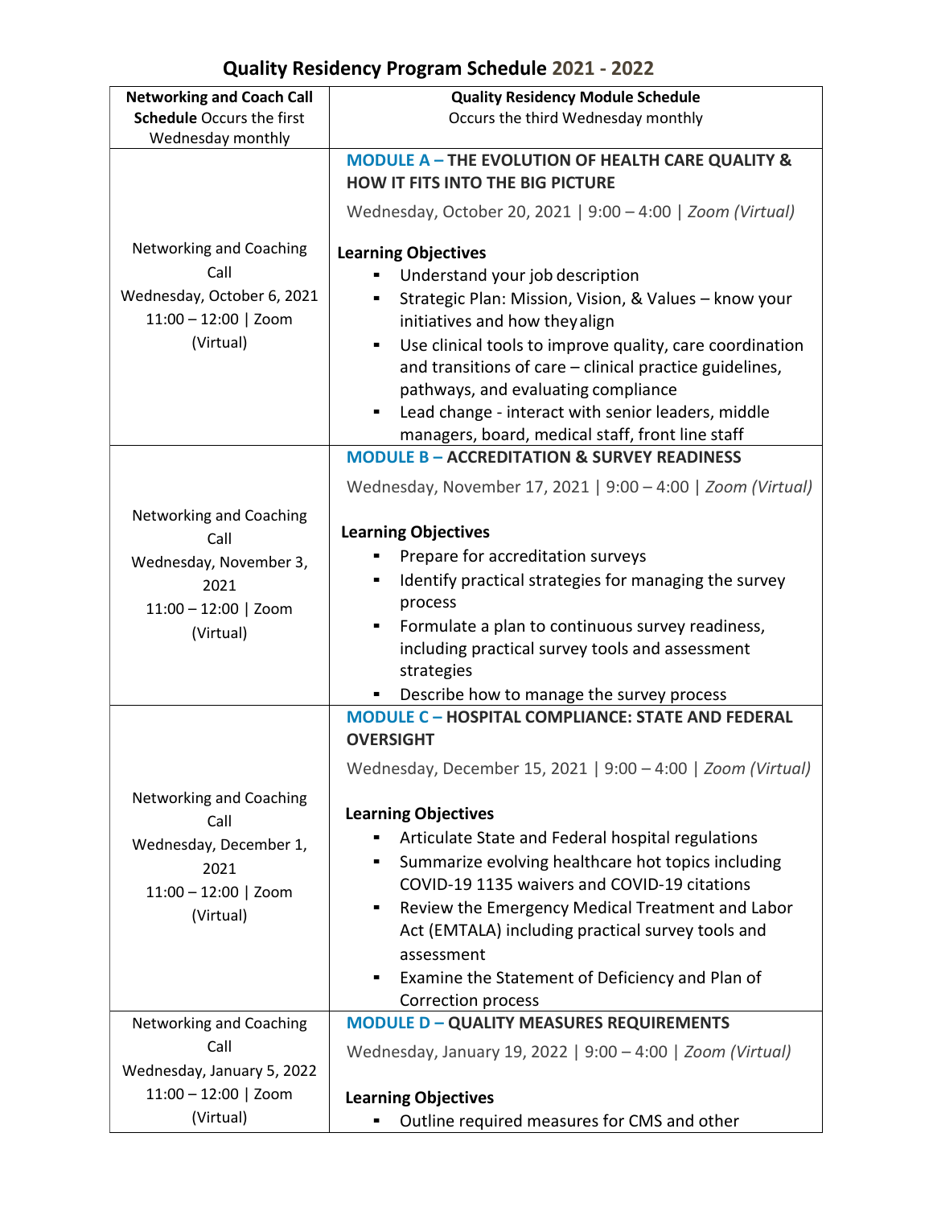# Quality Residency Program Schedule 2021 - 2022

| **Networking and Coach Call Schedule** Occurs the first Wednesday monthly | **Quality Residency Module Schedule** Occurs the third Wednesday monthly |
|---|---|
| Networking and Coaching Call<br>Wednesday, October 6, 2021<br>11:00 – 12:00 \| Zoom (Virtual) | **MODULE A – THE EVOLUTION OF HEALTH CARE QUALITY & HOW IT FITS INTO THE BIG PICTURE**<br>Wednesday, October 20, 2021 \| 9:00 – 4:00 \| *Zoom (Virtual)*<br><br>**Learning Objectives**<br>▪ Understand your job description<br>▪ Strategic Plan: Mission, Vision, & Values – know your initiatives and how they align<br>▪ Use clinical tools to improve quality, care coordination and transitions of care – clinical practice guidelines, pathways, and evaluating compliance<br>▪ Lead change - interact with senior leaders, middle managers, board, medical staff, front line staff |
| Networking and Coaching Call<br>Wednesday, November 3, 2021<br>11:00 – 12:00 \| Zoom (Virtual) | **MODULE B – ACCREDITATION & SURVEY READINESS**<br>Wednesday, November 17, 2021 \| 9:00 – 4:00 \| *Zoom (Virtual)*<br><br>**Learning Objectives**<br>▪ Prepare for accreditation surveys<br>▪ Identify practical strategies for managing the survey process<br>▪ Formulate a plan to continuous survey readiness, including practical survey tools and assessment strategies<br>▪ Describe how to manage the survey process |
| Networking and Coaching Call<br>Wednesday, December 1, 2021<br>11:00 – 12:00 \| Zoom (Virtual) | **MODULE C – HOSPITAL COMPLIANCE: STATE AND FEDERAL OVERSIGHT**<br>Wednesday, December 15, 2021 \| 9:00 – 4:00 \| *Zoom (Virtual)*<br><br>**Learning Objectives**<br>▪ Articulate State and Federal hospital regulations<br>▪ Summarize evolving healthcare hot topics including COVID-19 1135 waivers and COVID-19 citations<br>▪ Review the Emergency Medical Treatment and Labor Act (EMTALA) including practical survey tools and assessment<br>▪ Examine the Statement of Deficiency and Plan of Correction process |
| Networking and Coaching Call<br>Wednesday, January 5, 2022<br>11:00 – 12:00 \| Zoom (Virtual) | **MODULE D – QUALITY MEASURES REQUIREMENTS**<br>Wednesday, January 19, 2022 \| 9:00 – 4:00 \| *Zoom (Virtual)*<br><br>**Learning Objectives**<br>▪ Outline required measures for CMS and other |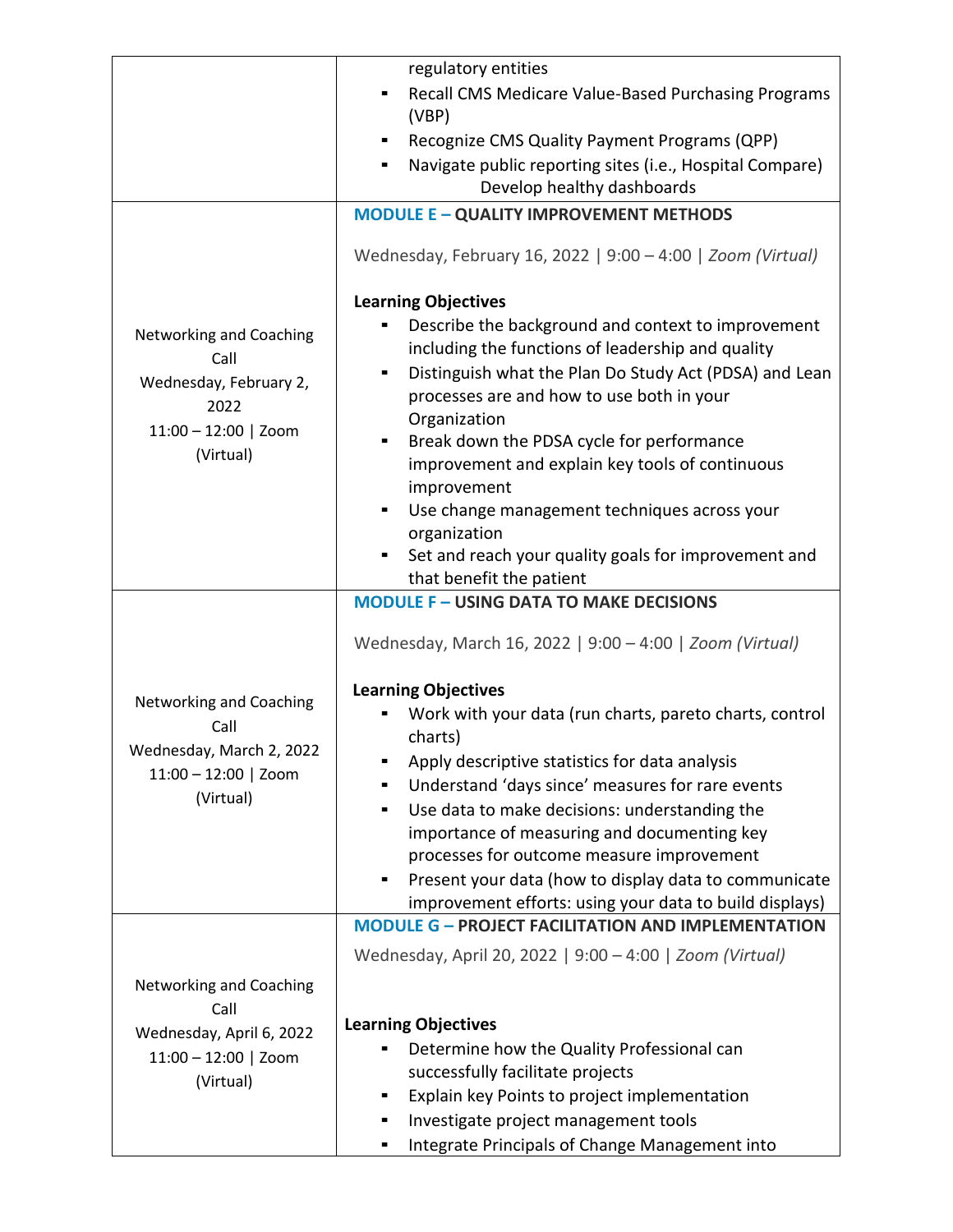| | |
|---|---|
| | regulatory entities<br>▪ Recall CMS Medicare Value-Based Purchasing Programs (VBP)<br>▪ Recognize CMS Quality Payment Programs (QPP)<br>▪ Navigate public reporting sites (i.e., Hospital Compare) Develop healthy dashboards |
| Networking and Coaching Call<br>Wednesday, February 2, 2022<br>11:00 – 12:00 \| Zoom (Virtual) | **MODULE E – QUALITY IMPROVEMENT METHODS**<br><br>Wednesday, February 16, 2022 \| 9:00 – 4:00 \| *Zoom (Virtual)*<br><br>**Learning Objectives**<br>▪ Describe the background and context to improvement including the functions of leadership and quality<br>▪ Distinguish what the Plan Do Study Act (PDSA) and Lean processes are and how to use both in your Organization<br>▪ Break down the PDSA cycle for performance improvement and explain key tools of continuous improvement<br>▪ Use change management techniques across your organization<br>▪ Set and reach your quality goals for improvement and that benefit the patient |
| Networking and Coaching Call<br>Wednesday, March 2, 2022<br>11:00 – 12:00 \| Zoom (Virtual) | **MODULE F – USING DATA TO MAKE DECISIONS**<br><br>Wednesday, March 16, 2022 \| 9:00 – 4:00 \| *Zoom (Virtual)*<br><br>**Learning Objectives**<br>▪ Work with your data (run charts, pareto charts, control charts)<br>▪ Apply descriptive statistics for data analysis<br>▪ Understand 'days since' measures for rare events<br>▪ Use data to make decisions: understanding the importance of measuring and documenting key processes for outcome measure improvement<br>▪ Present your data (how to display data to communicate improvement efforts: using your data to build displays) |
| Networking and Coaching Call<br>Wednesday, April 6, 2022<br>11:00 – 12:00 \| Zoom (Virtual) | **MODULE G – PROJECT FACILITATION AND IMPLEMENTATION**<br><br>Wednesday, April 20, 2022 \| 9:00 – 4:00 \| *Zoom (Virtual)*<br><br>**Learning Objectives**<br>▪ Determine how the Quality Professional can successfully facilitate projects<br>▪ Explain key Points to project implementation<br>▪ Investigate project management tools<br>▪ Integrate Principals of Change Management into |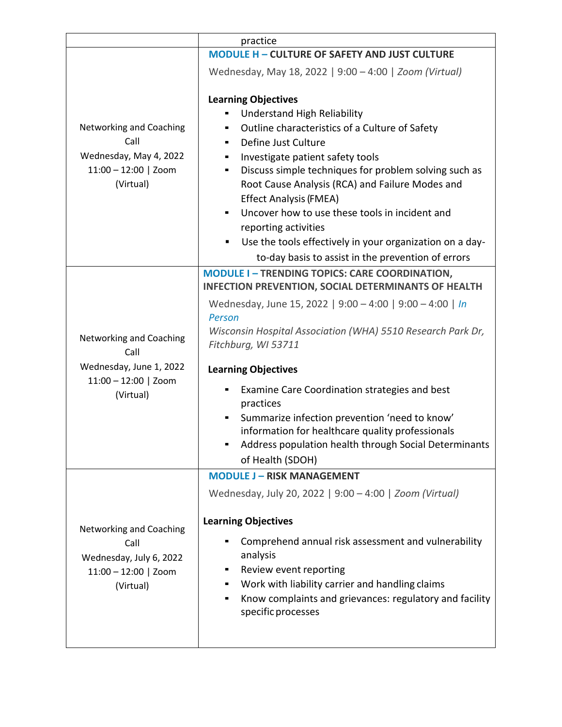| | |
|---|---|
| | practice |
| Networking and Coaching Call<br>Wednesday, May 4, 2022<br>11:00 – 12:00 \| Zoom (Virtual) | **MODULE H – CULTURE OF SAFETY AND JUST CULTURE**<br>Wednesday, May 18, 2022 \| 9:00 – 4:00 \| *Zoom (Virtual)*<br><br>**Learning Objectives**<br>▪ Understand High Reliability<br>▪ Outline characteristics of a Culture of Safety<br>▪ Define Just Culture<br>▪ Investigate patient safety tools<br>▪ Discuss simple techniques for problem solving such as Root Cause Analysis (RCA) and Failure Modes and Effect Analysis (FMEA)<br>▪ Uncover how to use these tools in incident and reporting activities<br>▪ Use the tools effectively in your organization on a day-to-day basis to assist in the prevention of errors |
| Networking and Coaching Call<br>Wednesday, June 1, 2022<br>11:00 – 12:00 \| Zoom (Virtual) | **MODULE I – TRENDING TOPICS: CARE COORDINATION, INFECTION PREVENTION, SOCIAL DETERMINANTS OF HEALTH**<br>Wednesday, June 15, 2022 \| 9:00 – 4:00 \| 9:00 – 4:00 \| *In Person*<br>*Wisconsin Hospital Association (WHA) 5510 Research Park Dr, Fitchburg, WI 53711*<br><br>**Learning Objectives**<br>▪ Examine Care Coordination strategies and best practices<br>▪ Summarize infection prevention 'need to know' information for healthcare quality professionals<br>▪ Address population health through Social Determinants of Health (SDOH) |
| Networking and Coaching Call<br>Wednesday, July 6, 2022<br>11:00 – 12:00 \| Zoom (Virtual) | **MODULE J – RISK MANAGEMENT**<br>Wednesday, July 20, 2022 \| 9:00 – 4:00 \| *Zoom (Virtual)*<br><br>**Learning Objectives**<br>▪ Comprehend annual risk assessment and vulnerability analysis<br>▪ Review event reporting<br>▪ Work with liability carrier and handling claims<br>▪ Know complaints and grievances: regulatory and facility specific processes |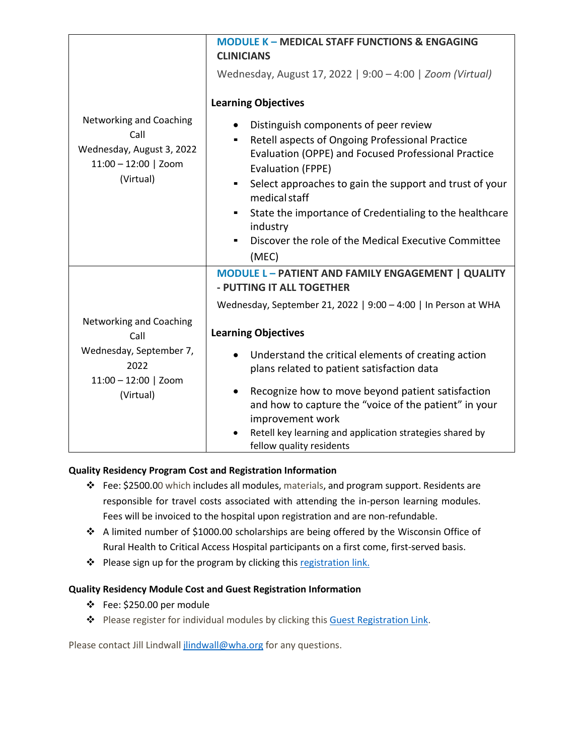| | |
|---|---|
| Networking and Coaching Call<br>Wednesday, August 3, 2022<br>11:00 – 12:00 \| Zoom (Virtual) | **MODULE K – MEDICAL STAFF FUNCTIONS & ENGAGING CLINICIANS**<br>Wednesday, August 17, 2022 \| 9:00 – 4:00 \| *Zoom (Virtual)*<br><br>**Learning Objectives**<br>• Distinguish components of peer review<br>• Retell aspects of Ongoing Professional Practice Evaluation (OPPE) and Focused Professional Practice Evaluation (FPPE)<br>• Select approaches to gain the support and trust of your medical staff<br>• State the importance of Credentialing to the healthcare industry<br>• Discover the role of the Medical Executive Committee (MEC) |
| Networking and Coaching Call<br>Wednesday, September 7, 2022<br>11:00 – 12:00 \| Zoom (Virtual) | **MODULE L – PATIENT AND FAMILY ENGAGEMENT \| QUALITY - PUTTING IT ALL TOGETHER**<br>Wednesday, September 21, 2022 \| 9:00 – 4:00 \| In Person at WHA<br><br>**Learning Objectives**<br>• Understand the critical elements of creating action plans related to patient satisfaction data<br>• Recognize how to move beyond patient satisfaction and how to capture the "voice of the patient" in your improvement work<br>• Retell key learning and application strategies shared by fellow quality residents |

**Quality Residency Program Cost and Registration Information**

- Fee: $2500.00 which includes all modules, materials, and program support. Residents are responsible for travel costs associated with attending the in-person learning modules. Fees will be invoiced to the hospital upon registration and are non-refundable.
- A limited number of $1000.00 scholarships are being offered by the Wisconsin Office of Rural Health to Critical Access Hospital participants on a first come, first-served basis.
- Please sign up for the program by clicking this registration link.

**Quality Residency Module Cost and Guest Registration Information**

- Fee: $250.00 per module
- Please register for individual modules by clicking this Guest Registration Link.

Please contact Jill Lindwall jlindwall@wha.org for any questions.